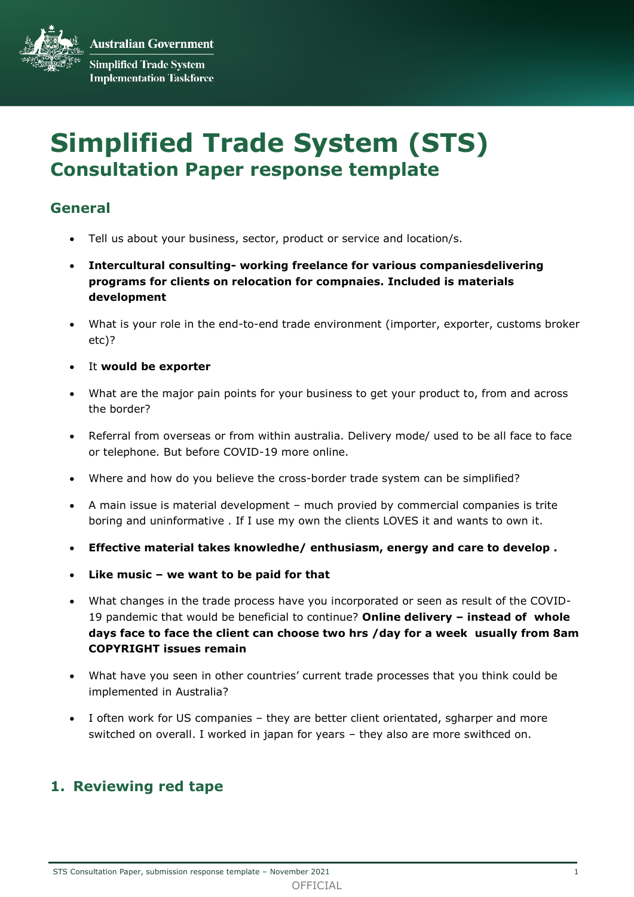Australian Government

Simplified Trade System Implementation Taskforce

# Simplified Trade System (STS)
## Consultation Paper response template

### General

- Tell us about your business, sector, product or service and location/s.
- **Intercultural consulting- working freelance for various companiesdelivering programs for clients on relocation for compnaies. Included is materials development**
- What is your role in the end-to-end trade environment (importer, exporter, customs broker etc)?
- It **would be exporter**
- What are the major pain points for your business to get your product to, from and across the border?
- Referral from overseas or from within australia. Delivery mode/ used to be all face to face or telephone. But before COVID-19 more online.
- Where and how do you believe the cross-border trade system can be simplified?
- A main issue is material development – much provied by commercial companies is trite boring and uninformative . If I use my own the clients LOVES it and wants to own it.
- **Effective material takes knowledhe/ enthusiasm, energy and care to develop .**
- **Like music – we want to be paid for that**
- What changes in the trade process have you incorporated or seen as result of the COVID-19 pandemic that would be beneficial to continue? **Online delivery – instead of whole days face to face the client can choose two hrs /day for a week usually from 8am COPYRIGHT issues remain**
- What have you seen in other countries' current trade processes that you think could be implemented in Australia?
- I often work for US companies – they are better client orientated, sgharper and more switched on overall. I worked in japan for years – they also are more swithced on.

### 1. Reviewing red tape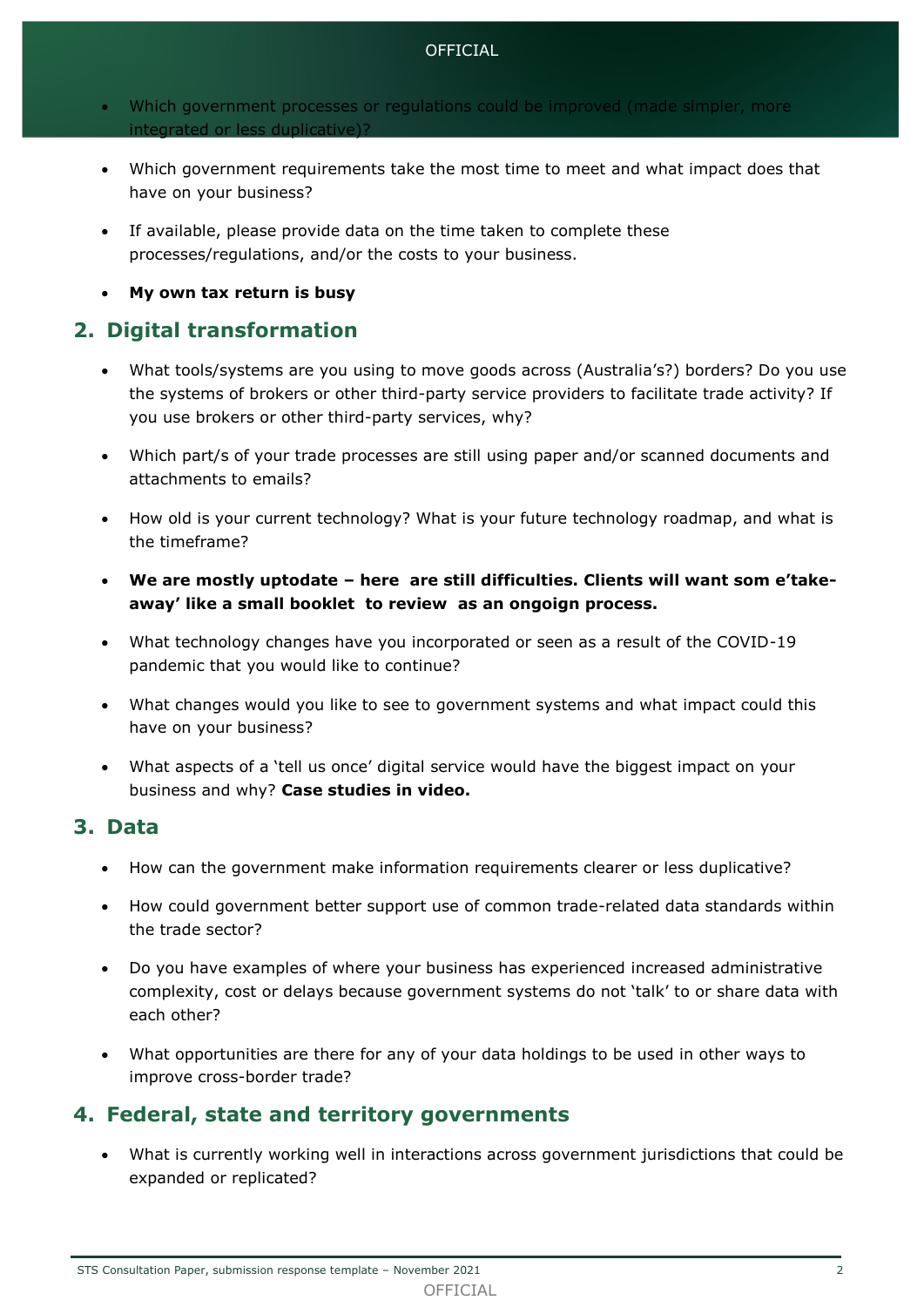- Which government processes or regulations could be improved (made simpler, more integrated or less duplicative)?

- Which government requirements take the most time to meet and what impact does that have on your business?

- If available, please provide data on the time taken to complete these processes/regulations, and/or the costs to your business.

- **My own tax return is busy**

## 2. Digital transformation

- What tools/systems are you using to move goods across (Australia's?) borders? Do you use the systems of brokers or other third-party service providers to facilitate trade activity? If you use brokers or other third-party services, why?

- Which part/s of your trade processes are still using paper and/or scanned documents and attachments to emails?

- How old is your current technology? What is your future technology roadmap, and what is the timeframe?

- **We are mostly uptodate – here are still difficulties. Clients will want som e'take-away' like a small booklet to review as an ongoign process.**

- What technology changes have you incorporated or seen as a result of the COVID-19 pandemic that you would like to continue?

- What changes would you like to see to government systems and what impact could this have on your business?

- What aspects of a 'tell us once' digital service would have the biggest impact on your business and why? **Case studies in video.**

## 3. Data

- How can the government make information requirements clearer or less duplicative?

- How could government better support use of common trade-related data standards within the trade sector?

- Do you have examples of where your business has experienced increased administrative complexity, cost or delays because government systems do not 'talk' to or share data with each other?

- What opportunities are there for any of your data holdings to be used in other ways to improve cross-border trade?

## 4. Federal, state and territory governments

- What is currently working well in interactions across government jurisdictions that could be expanded or replicated?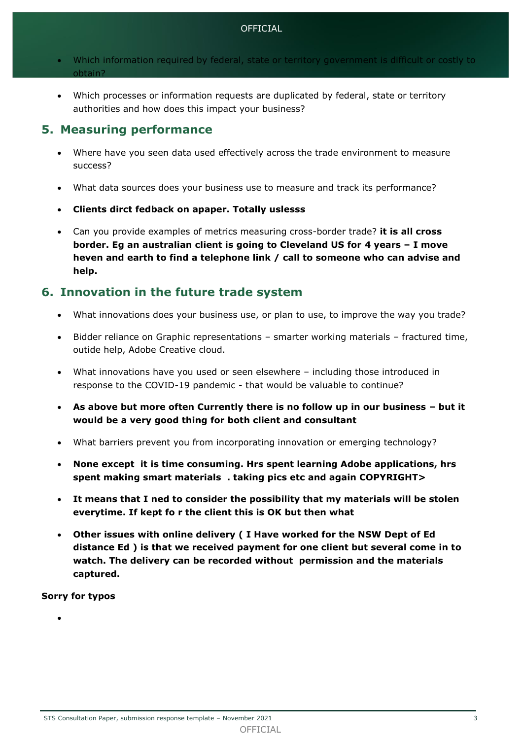- Which information required by federal, state or territory government is difficult or costly to obtain?

- Which processes or information requests are duplicated by federal, state or territory authorities and how does this impact your business?

## 5. Measuring performance

- Where have you seen data used effectively across the trade environment to measure success?

- What data sources does your business use to measure and track its performance?

- **Clients dirct fedback on apaper. Totally uslesss**

- Can you provide examples of metrics measuring cross-border trade? **it is all cross border. Eg an australian client is going to Cleveland US for 4 years – I move heven and earth to find a telephone link / call to someone who can advise and help.**

## 6. Innovation in the future trade system

- What innovations does your business use, or plan to use, to improve the way you trade?

- Bidder reliance on Graphic representations – smarter working materials – fractured time, outide help, Adobe Creative cloud.

- What innovations have you used or seen elsewhere – including those introduced in response to the COVID-19 pandemic - that would be valuable to continue?

- **As above but more often Currently there is no follow up in our business – but it would be a very good thing for both client and consultant**

- What barriers prevent you from incorporating innovation or emerging technology?

- **None except it is time consuming. Hrs spent learning Adobe applications, hrs spent making smart materials . taking pics etc and again COPYRIGHT>**

- **It means that I ned to consider the possibility that my materials will be stolen everytime. If kept fo r the client this is OK but then what**

- **Other issues with online delivery ( I Have worked for the NSW Dept of Ed distance Ed ) is that we received payment for one client but several come in to watch. The delivery can be recorded without permission and the materials captured.**

**Sorry for typos**

-